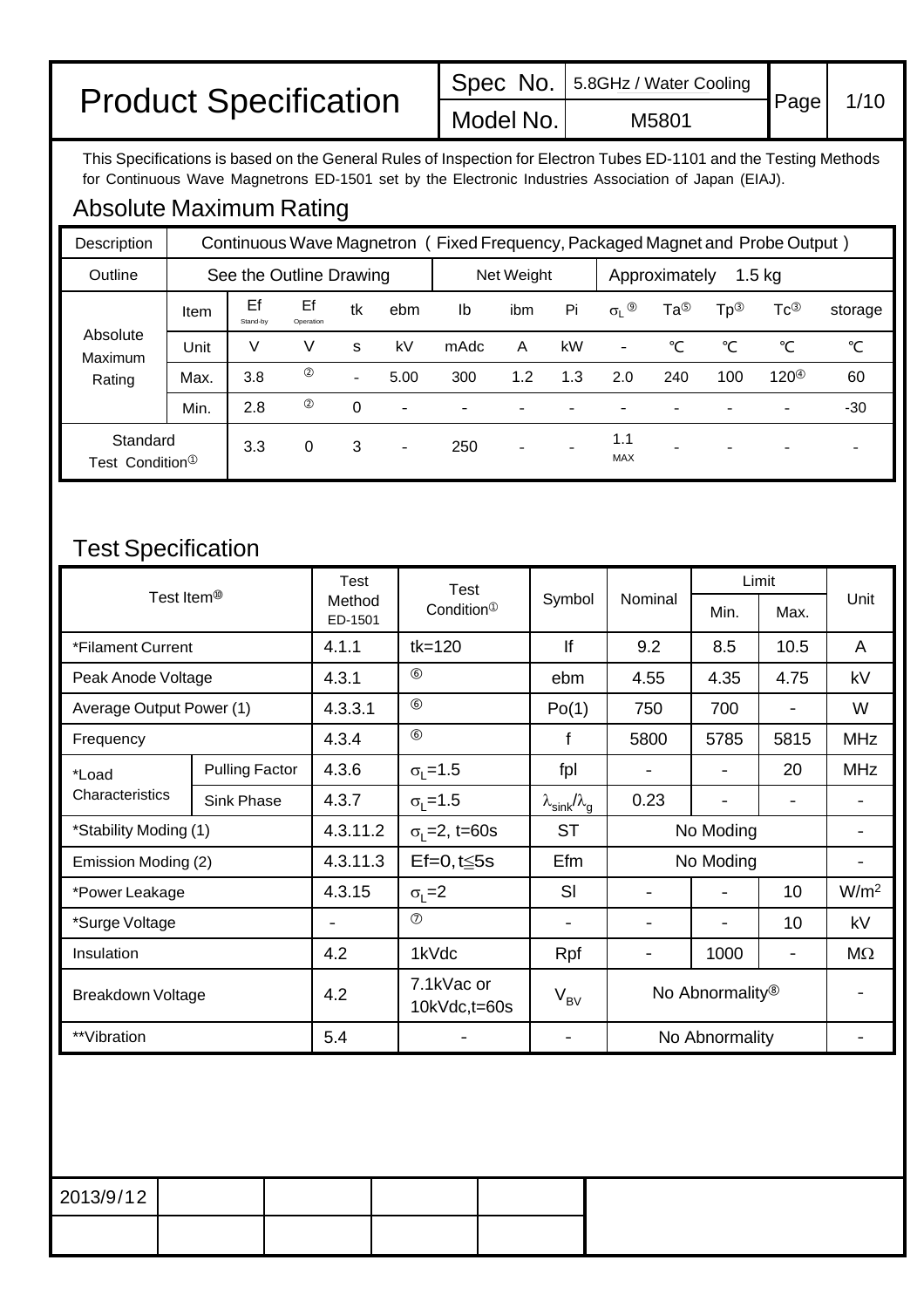# Product Specification

| Spec No. | 5.8GHz / Water Cooling |
|---|---|
| Model No. | M5801 |

This Specifications is based on the General Rules of Inspection for Electron Tubes ED-1101 and the Testing Methods for Continuous Wave Magnetrons ED-1501 set by the Electronic Industries Association of Japan (EIAJ).

## Absolute Maximum Rating

| Description | Continuous Wave Magnetron ( Fixed Frequency, Packaged Magnet and Probe Output ) | | | | | | | | | | | | | |
|---|---|---|---|---|---|---|---|---|---|---|---|---|---|---|
| Outline | See the Outline Drawing | | | | | Net Weight | | | Approximately 1.5 kg | | | | | |
| Absolute Maximum Rating | Item | Ef Stand-by | Ef Operation | tk | ebm | Ib | ibm | Pi | $\sigma_L$ ⑨ | Ta⑤ | Tp③ | Tc③ | storage |
| | Unit | V | V | s | kV | mAdc | A | kW | - | ℃ | ℃ | ℃ | ℃ |
| | Max. | 3.8 | ② | - | 5.00 | 300 | 1.2 | 1.3 | 2.0 | 240 | 100 | 120④ | 60 |
| | Min. | 2.8 | ② | 0 | - | - | - | - | - | - | - | - | -30 |
| Standard Test Condition① | | 3.3 | 0 | 3 | - | 250 | - | - | 1.1 MAX | - | - | - | - |

## Test Specification

| Test Item⑩ | | Test Method ED-1501 | Test Condition① | Symbol | Nominal | Limit Min. | Limit Max. | Unit |
|---|---|---|---|---|---|---|---|---|
| *Filament Current | | 4.1.1 | tk=120 | If | 9.2 | 8.5 | 10.5 | A |
| Peak Anode Voltage | | 4.3.1 | ⑥ | ebm | 4.55 | 4.35 | 4.75 | kV |
| Average Output Power (1) | | 4.3.3.1 | ⑥ | Po(1) | 750 | 700 | - | W |
| Frequency | | 4.3.4 | ⑥ | f | 5800 | 5785 | 5815 | MHz |
| *Load Characteristics | Pulling Factor | 4.3.6 | $\sigma_L$=1.5 | fpl | - | - | 20 | MHz |
| | Sink Phase | 4.3.7 | $\sigma_L$=1.5 | $\lambda_{sink}/\lambda_g$ | 0.23 | - | - | - |
| *Stability Moding (1) | | 4.3.11.2 | $\sigma_L$=2, t=60s | ST | No Moding | | | - |
| Emission Moding (2) | | 4.3.11.3 | Ef=0, t≦5s | Efm | No Moding | | | - |
| *Power Leakage | | 4.3.15 | $\sigma_L$=2 | Sl | - | - | 10 | $W/m^2$ |
| *Surge Voltage | | - | ⑦ | - | - | - | 10 | kV |
| Insulation | | 4.2 | 1kVdc | Rpf | - | 1000 | - | MΩ |
| Breakdown Voltage | | 4.2 | 7.1kVac or 10kVdc, t=60s | $V_{BV}$ | No Abnormality⑧ | | | - |
| **Vibration | | 5.4 | - | - | No Abnormality | | | - |

2013/9/12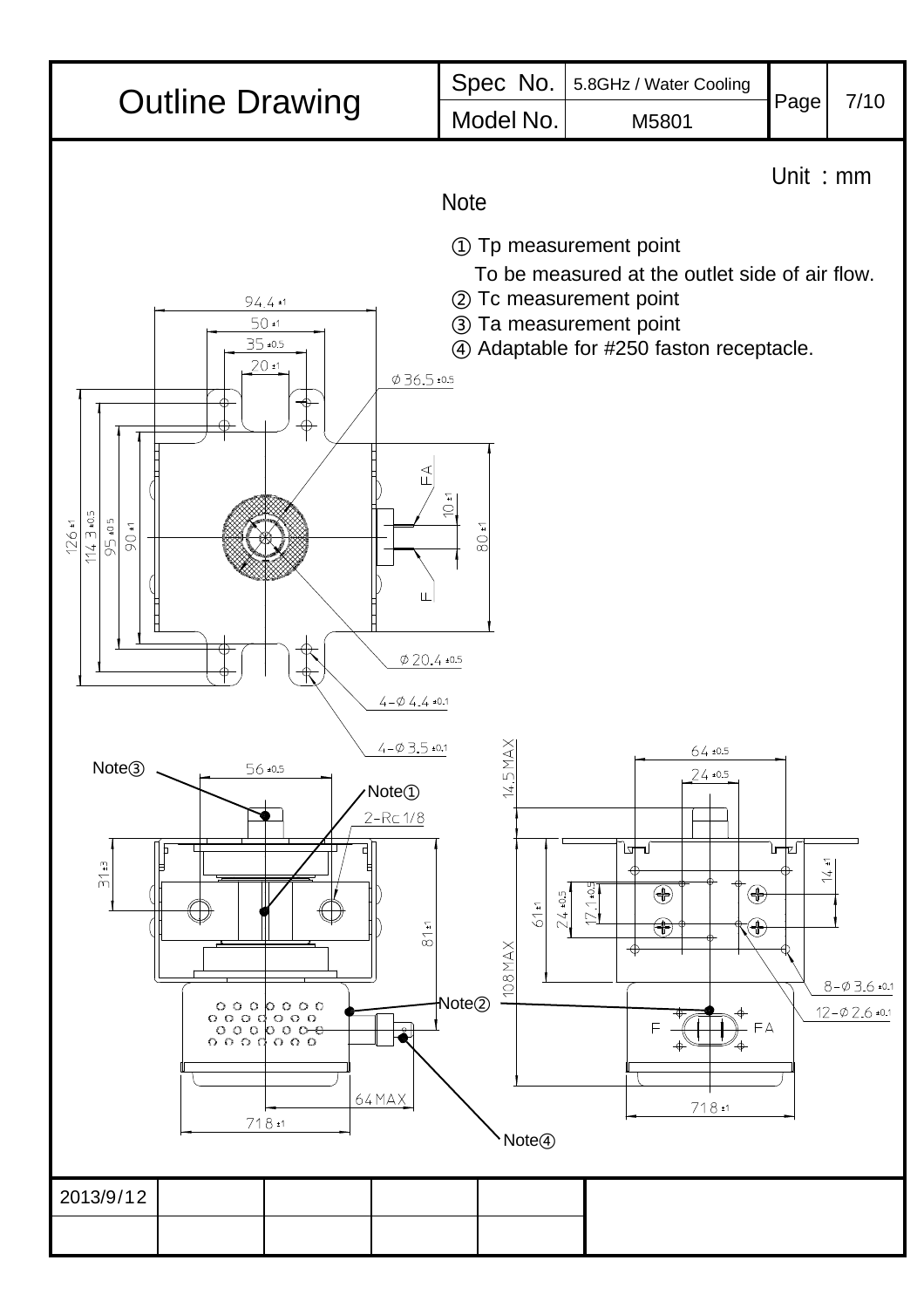| Outline Drawing | Spec No. | 5.8GHz / Water Cooling | Page | 7/10 |
| --- | --- | --- | --- | --- |
| | Model No. | M5801 | | |

Unit : mm

Note

① Tp measurement point
To be measured at the outlet side of air flow.
② Tc measurement point
③ Ta measurement point
④ Adaptable for #250 faston receptacle.

94.4 ±1
50 ±1
35 ±0.5
20 ±1
φ36.5 ±0.5
FA
10 ±1
80 ±1
F
126 ±1
114.3 ±0.5
95 ±0.5
90 ±1
φ20.4 ±0.5
4-φ4.4 ±0.1
4-φ3.5 ±0.1

Note③
56 ±0.5
Note①
2-Rc1/8
31 ±3
81 ±1
Note②
64MAX
71.8 ±1
Note④
14.5MAX
108MAX
61 ±1
24 ±0.5
17.1 ±0.5
64 ±0.5
24 ±0.5
14 ±1
8-φ3.6 ±0.1
12-φ2.6 ±0.1
F
FA
71.8 ±1

| 2013/9/12 | | | | | |
| --- | --- | --- | --- | --- | --- |
| | | | | | |